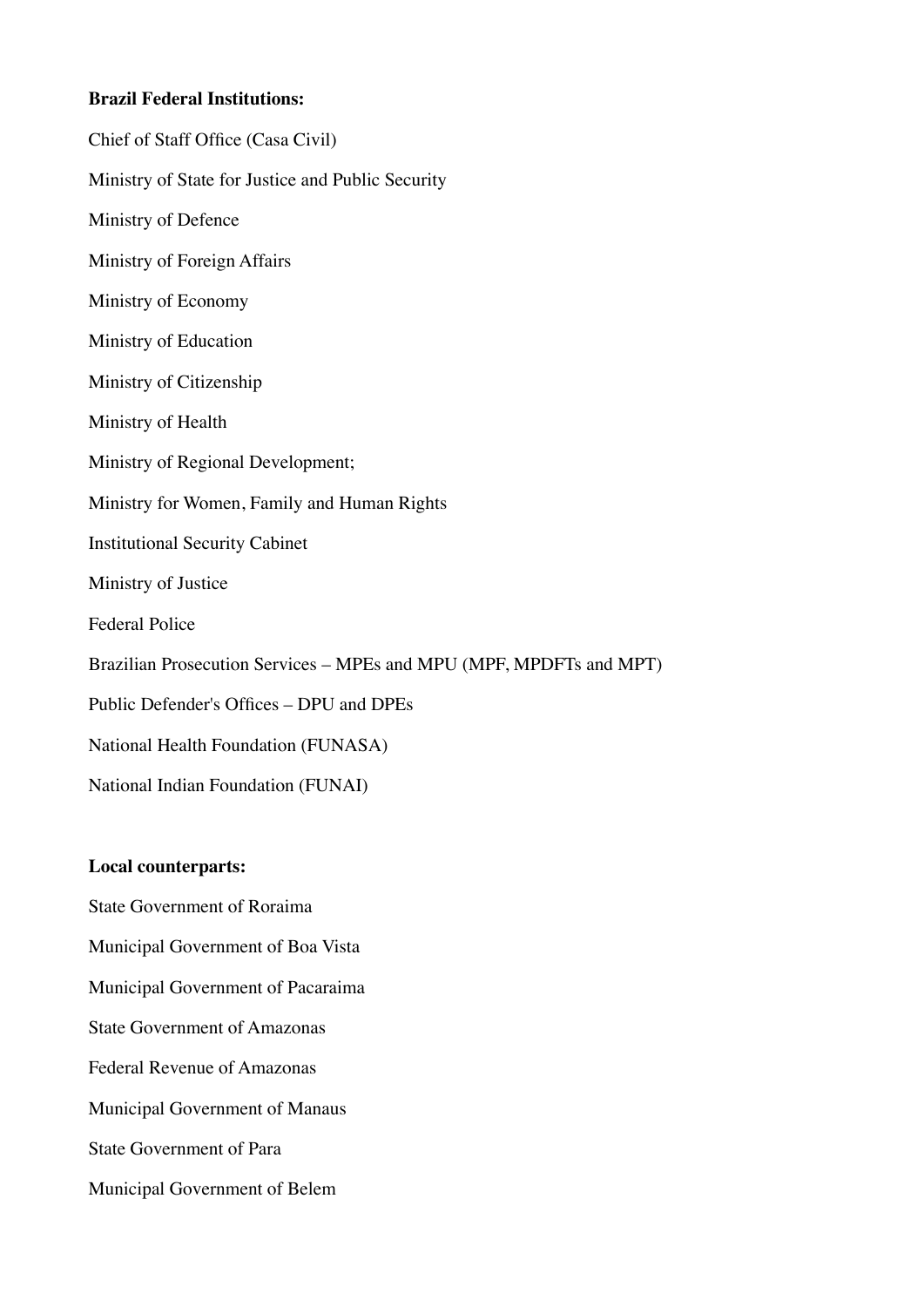**Brazil Federal Institutions:**

Chief of Staff Office (Casa Civil)

Ministry of State for Justice and Public Security

Ministry of Defence

Ministry of Foreign Affairs

Ministry of Economy

Ministry of Education

Ministry of Citizenship

Ministry of Health

Ministry of Regional Development;

Ministry for Women, Family and Human Rights

Institutional Security Cabinet

Ministry of Justice

Federal Police

Brazilian Prosecution Services – MPEs and MPU (MPF, MPDFTs and MPT)

Public Defender's Offices – DPU and DPEs

National Health Foundation (FUNASA)

National Indian Foundation (FUNAI)

**Local counterparts:**

State Government of Roraima

Municipal Government of Boa Vista

Municipal Government of Pacaraima

State Government of Amazonas

Federal Revenue of Amazonas

Municipal Government of Manaus

State Government of Para

Municipal Government of Belem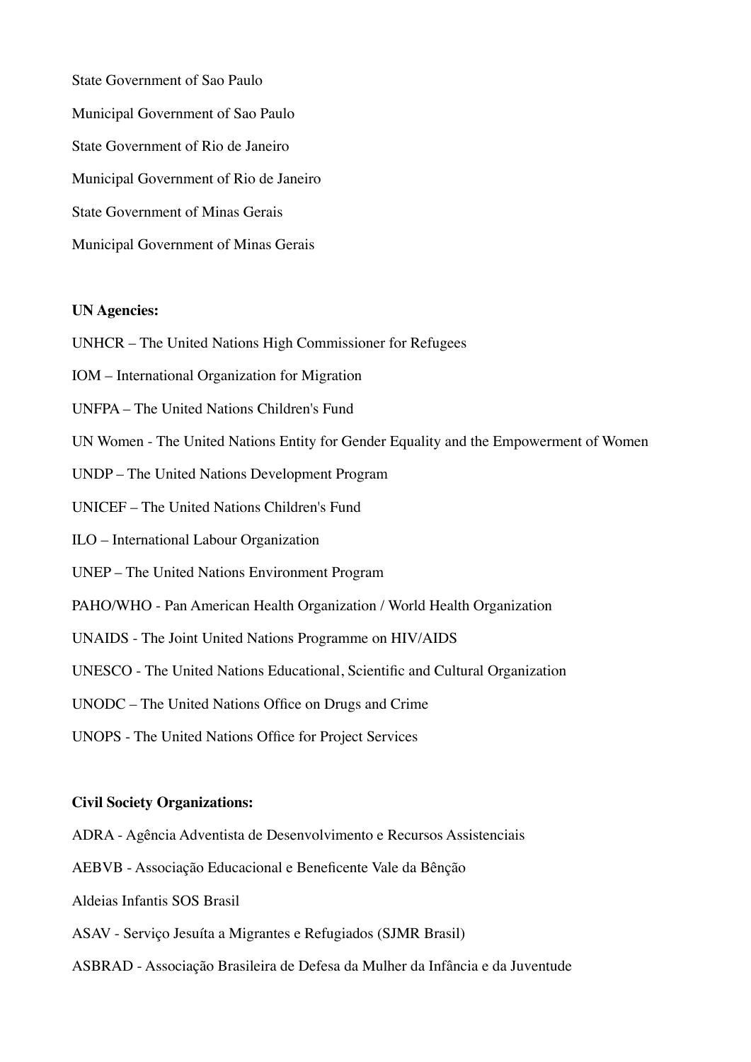State Government of Sao Paulo

Municipal Government of Sao Paulo

State Government of Rio de Janeiro

Municipal Government of Rio de Janeiro

State Government of Minas Gerais

Municipal Government of Minas Gerais

**UN Agencies:**

UNHCR – The United Nations High Commissioner for Refugees

IOM – International Organization for Migration

UNFPA – The United Nations Children's Fund

UN Women - The United Nations Entity for Gender Equality and the Empowerment of Women

UNDP – The United Nations Development Program

UNICEF – The United Nations Children's Fund

ILO – International Labour Organization

UNEP – The United Nations Environment Program

PAHO/WHO - Pan American Health Organization / World Health Organization

UNAIDS - The Joint United Nations Programme on HIV/AIDS

UNESCO - The United Nations Educational, Scientific and Cultural Organization

UNODC – The United Nations Office on Drugs and Crime

UNOPS - The United Nations Office for Project Services

**Civil Society Organizations:**

ADRA - Agência Adventista de Desenvolvimento e Recursos Assistenciais

AEBVB - Associação Educacional e Beneficente Vale da Bênção

Aldeias Infantis SOS Brasil

ASAV - Serviço Jesuíta a Migrantes e Refugiados (SJMR Brasil)

ASBRAD - Associação Brasileira de Defesa da Mulher da Infância e da Juventude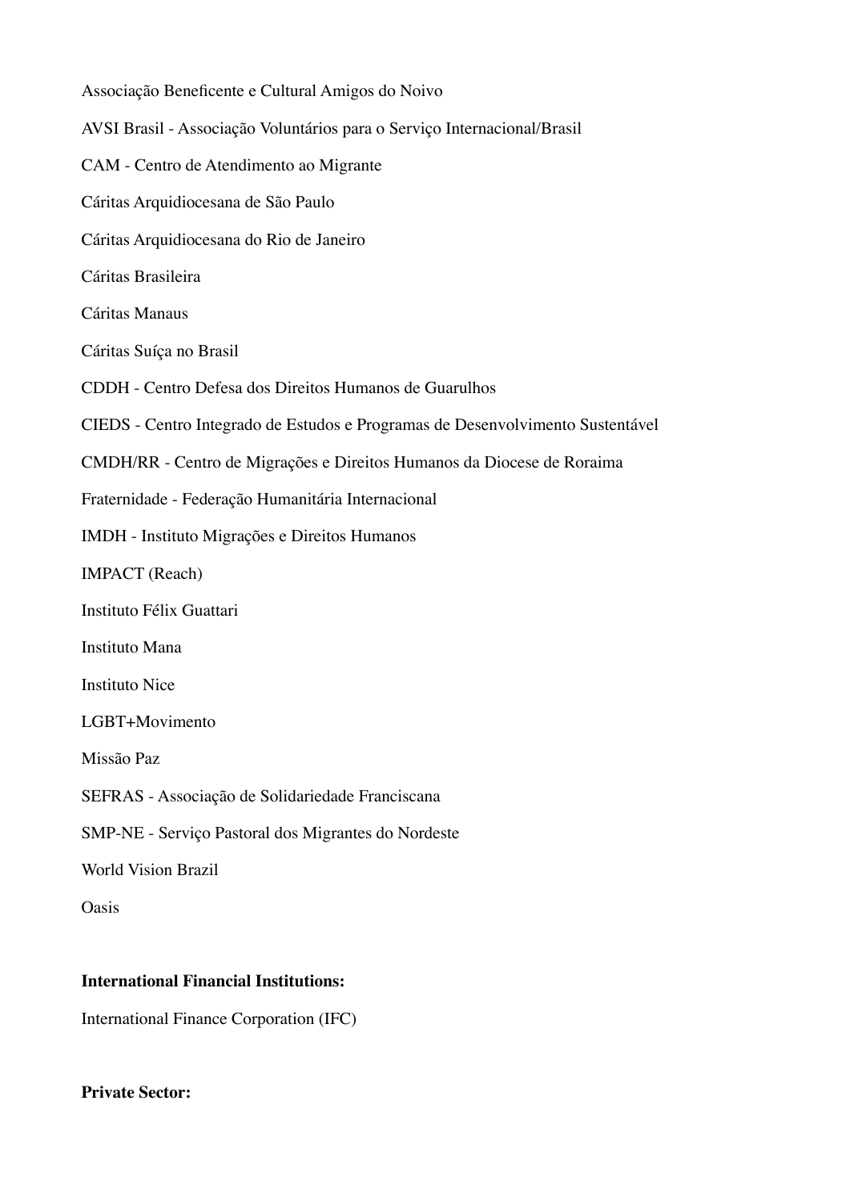Associação Beneficente e Cultural Amigos do Noivo

AVSI Brasil - Associação Voluntários para o Serviço Internacional/Brasil

CAM - Centro de Atendimento ao Migrante

Cáritas Arquidiocesana de São Paulo

Cáritas Arquidiocesana do Rio de Janeiro

Cáritas Brasileira

Cáritas Manaus

Cáritas Suíça no Brasil

CDDH - Centro Defesa dos Direitos Humanos de Guarulhos

CIEDS - Centro Integrado de Estudos e Programas de Desenvolvimento Sustentável

CMDH/RR - Centro de Migrações e Direitos Humanos da Diocese de Roraima

Fraternidade - Federação Humanitária Internacional

IMDH - Instituto Migrações e Direitos Humanos

IMPACT (Reach)

Instituto Félix Guattari

Instituto Mana

Instituto Nice

LGBT+Movimento

Missão Paz

SEFRAS - Associação de Solidariedade Franciscana

SMP-NE - Serviço Pastoral dos Migrantes do Nordeste

World Vision Brazil

Oasis

**International Financial Institutions:**

International Finance Corporation (IFC)

**Private Sector:**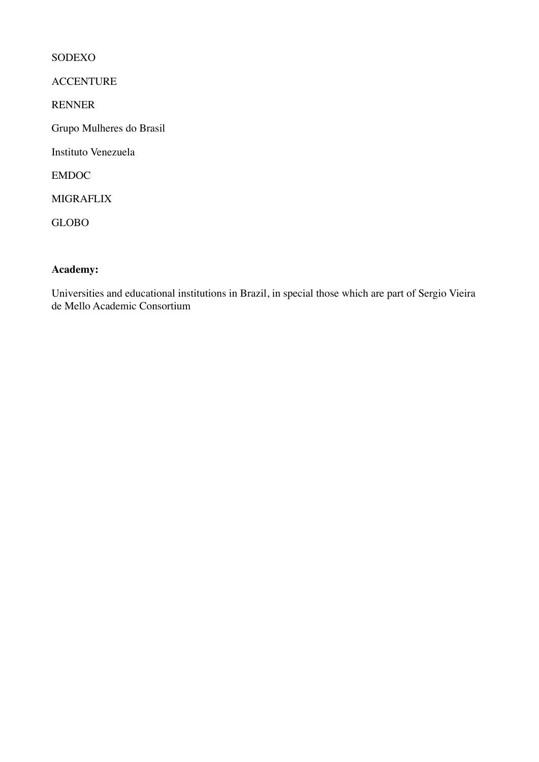SODEXO

ACCENTURE

RENNER

Grupo Mulheres do Brasil

Instituto Venezuela

EMDOC

MIGRAFLIX

GLOBO

**Academy:**

Universities and educational institutions in Brazil, in special those which are part of Sergio Vieira de Mello Academic Consortium